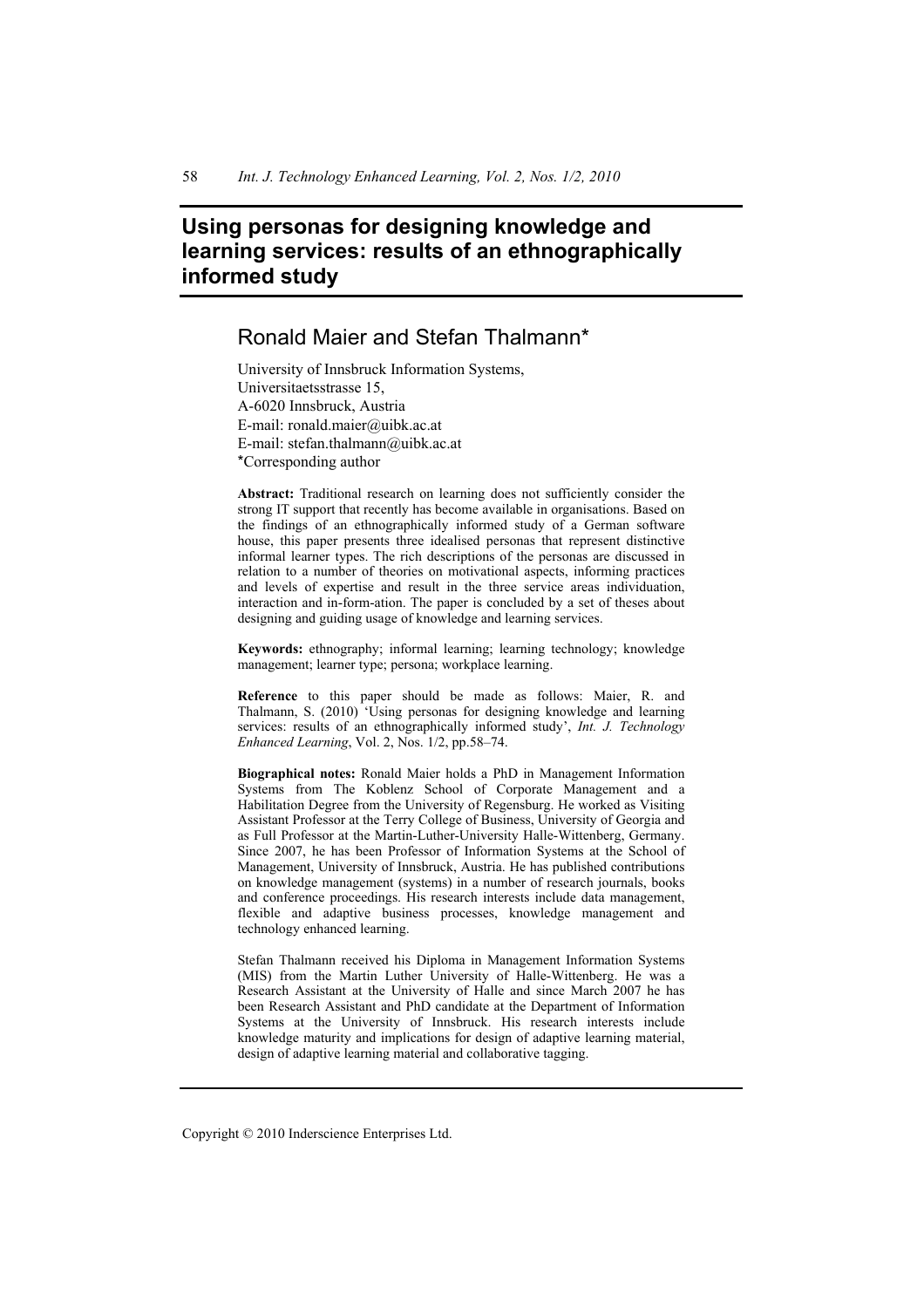# Using personas for designing knowledge and learning services: results of an ethnographically informed study

## Ronald Maier and Stefan Thalmann*

University of Innsbruck Information Systems,
Universitaetsstrasse 15,
A-6020 Innsbruck, Austria
E-mail: ronald.maier@uibk.ac.at
E-mail: stefan.thalmann@uibk.ac.at
*Corresponding author

**Abstract:** Traditional research on learning does not sufficiently consider the strong IT support that recently has become available in organisations. Based on the findings of an ethnographically informed study of a German software house, this paper presents three idealised personas that represent distinctive informal learner types. The rich descriptions of the personas are discussed in relation to a number of theories on motivational aspects, informing practices and levels of expertise and result in the three service areas individuation, interaction and in-form-ation. The paper is concluded by a set of theses about designing and guiding usage of knowledge and learning services.

**Keywords:** ethnography; informal learning; learning technology; knowledge management; learner type; persona; workplace learning.

**Reference** to this paper should be made as follows: Maier, R. and Thalmann, S. (2010) 'Using personas for designing knowledge and learning services: results of an ethnographically informed study', *Int. J. Technology Enhanced Learning*, Vol. 2, Nos. 1/2, pp.58–74.

**Biographical notes:** Ronald Maier holds a PhD in Management Information Systems from The Koblenz School of Corporate Management and a Habilitation Degree from the University of Regensburg. He worked as Visiting Assistant Professor at the Terry College of Business, University of Georgia and as Full Professor at the Martin-Luther-University Halle-Wittenberg, Germany. Since 2007, he has been Professor of Information Systems at the School of Management, University of Innsbruck, Austria. He has published contributions on knowledge management (systems) in a number of research journals, books and conference proceedings. His research interests include data management, flexible and adaptive business processes, knowledge management and technology enhanced learning.

Stefan Thalmann received his Diploma in Management Information Systems (MIS) from the Martin Luther University of Halle-Wittenberg. He was a Research Assistant at the University of Halle and since March 2007 he has been Research Assistant and PhD candidate at the Department of Information Systems at the University of Innsbruck. His research interests include knowledge maturity and implications for design of adaptive learning material, design of adaptive learning material and collaborative tagging.

Copyright © 2010 Inderscience Enterprises Ltd.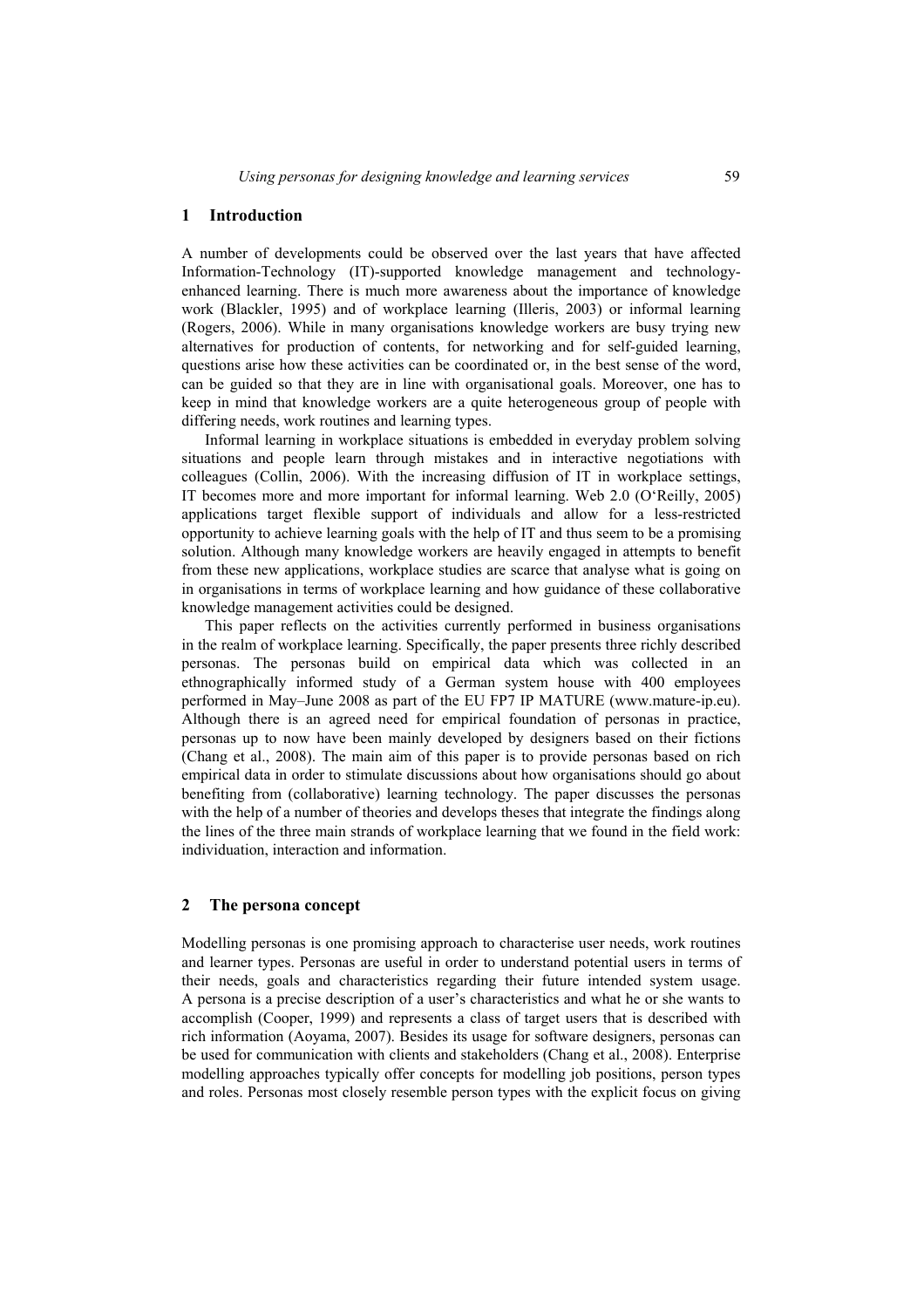## 1 Introduction

A number of developments could be observed over the last years that have affected Information-Technology (IT)-supported knowledge management and technology-enhanced learning. There is much more awareness about the importance of knowledge work (Blackler, 1995) and of workplace learning (Illeris, 2003) or informal learning (Rogers, 2006). While in many organisations knowledge workers are busy trying new alternatives for production of contents, for networking and for self-guided learning, questions arise how these activities can be coordinated or, in the best sense of the word, can be guided so that they are in line with organisational goals. Moreover, one has to keep in mind that knowledge workers are a quite heterogeneous group of people with differing needs, work routines and learning types.

Informal learning in workplace situations is embedded in everyday problem solving situations and people learn through mistakes and in interactive negotiations with colleagues (Collin, 2006). With the increasing diffusion of IT in workplace settings, IT becomes more and more important for informal learning. Web 2.0 (O'Reilly, 2005) applications target flexible support of individuals and allow for a less-restricted opportunity to achieve learning goals with the help of IT and thus seem to be a promising solution. Although many knowledge workers are heavily engaged in attempts to benefit from these new applications, workplace studies are scarce that analyse what is going on in organisations in terms of workplace learning and how guidance of these collaborative knowledge management activities could be designed.

This paper reflects on the activities currently performed in business organisations in the realm of workplace learning. Specifically, the paper presents three richly described personas. The personas build on empirical data which was collected in an ethnographically informed study of a German system house with 400 employees performed in May–June 2008 as part of the EU FP7 IP MATURE (www.mature-ip.eu). Although there is an agreed need for empirical foundation of personas in practice, personas up to now have been mainly developed by designers based on their fictions (Chang et al., 2008). The main aim of this paper is to provide personas based on rich empirical data in order to stimulate discussions about how organisations should go about benefiting from (collaborative) learning technology. The paper discusses the personas with the help of a number of theories and develops theses that integrate the findings along the lines of the three main strands of workplace learning that we found in the field work: individuation, interaction and information.

## 2 The persona concept

Modelling personas is one promising approach to characterise user needs, work routines and learner types. Personas are useful in order to understand potential users in terms of their needs, goals and characteristics regarding their future intended system usage. A persona is a precise description of a user's characteristics and what he or she wants to accomplish (Cooper, 1999) and represents a class of target users that is described with rich information (Aoyama, 2007). Besides its usage for software designers, personas can be used for communication with clients and stakeholders (Chang et al., 2008). Enterprise modelling approaches typically offer concepts for modelling job positions, person types and roles. Personas most closely resemble person types with the explicit focus on giving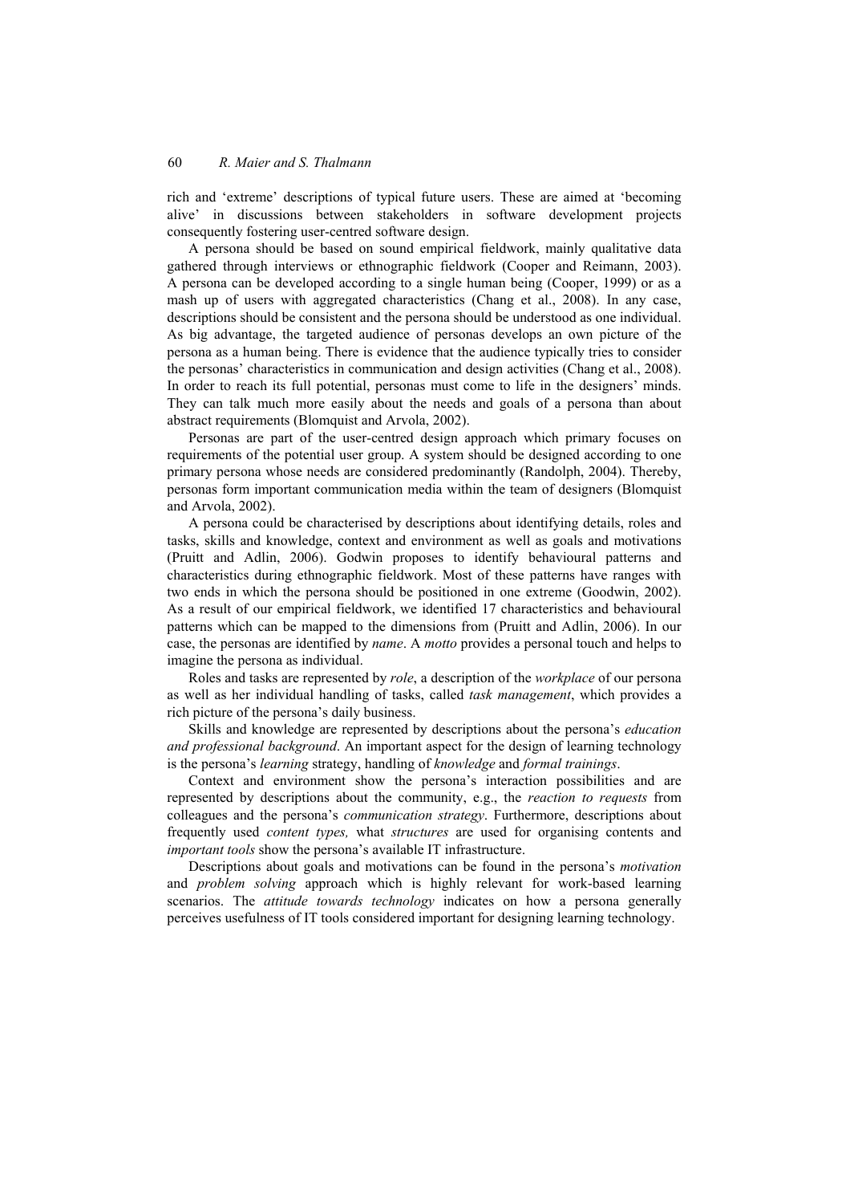rich and 'extreme' descriptions of typical future users. These are aimed at 'becoming alive' in discussions between stakeholders in software development projects consequently fostering user-centred software design.

A persona should be based on sound empirical fieldwork, mainly qualitative data gathered through interviews or ethnographic fieldwork (Cooper and Reimann, 2003). A persona can be developed according to a single human being (Cooper, 1999) or as a mash up of users with aggregated characteristics (Chang et al., 2008). In any case, descriptions should be consistent and the persona should be understood as one individual. As big advantage, the targeted audience of personas develops an own picture of the persona as a human being. There is evidence that the audience typically tries to consider the personas' characteristics in communication and design activities (Chang et al., 2008). In order to reach its full potential, personas must come to life in the designers' minds. They can talk much more easily about the needs and goals of a persona than about abstract requirements (Blomquist and Arvola, 2002).

Personas are part of the user-centred design approach which primary focuses on requirements of the potential user group. A system should be designed according to one primary persona whose needs are considered predominantly (Randolph, 2004). Thereby, personas form important communication media within the team of designers (Blomquist and Arvola, 2002).

A persona could be characterised by descriptions about identifying details, roles and tasks, skills and knowledge, context and environment as well as goals and motivations (Pruitt and Adlin, 2006). Godwin proposes to identify behavioural patterns and characteristics during ethnographic fieldwork. Most of these patterns have ranges with two ends in which the persona should be positioned in one extreme (Goodwin, 2002). As a result of our empirical fieldwork, we identified 17 characteristics and behavioural patterns which can be mapped to the dimensions from (Pruitt and Adlin, 2006). In our case, the personas are identified by *name*. A *motto* provides a personal touch and helps to imagine the persona as individual.

Roles and tasks are represented by *role*, a description of the *workplace* of our persona as well as her individual handling of tasks, called *task management*, which provides a rich picture of the persona's daily business.

Skills and knowledge are represented by descriptions about the persona's *education and professional background*. An important aspect for the design of learning technology is the persona's *learning* strategy, handling of *knowledge* and *formal trainings*.

Context and environment show the persona's interaction possibilities and are represented by descriptions about the community, e.g., the *reaction to requests* from colleagues and the persona's *communication strategy*. Furthermore, descriptions about frequently used *content types,* what *structures* are used for organising contents and *important tools* show the persona's available IT infrastructure.

Descriptions about goals and motivations can be found in the persona's *motivation* and *problem solving* approach which is highly relevant for work-based learning scenarios. The *attitude towards technology* indicates on how a persona generally perceives usefulness of IT tools considered important for designing learning technology.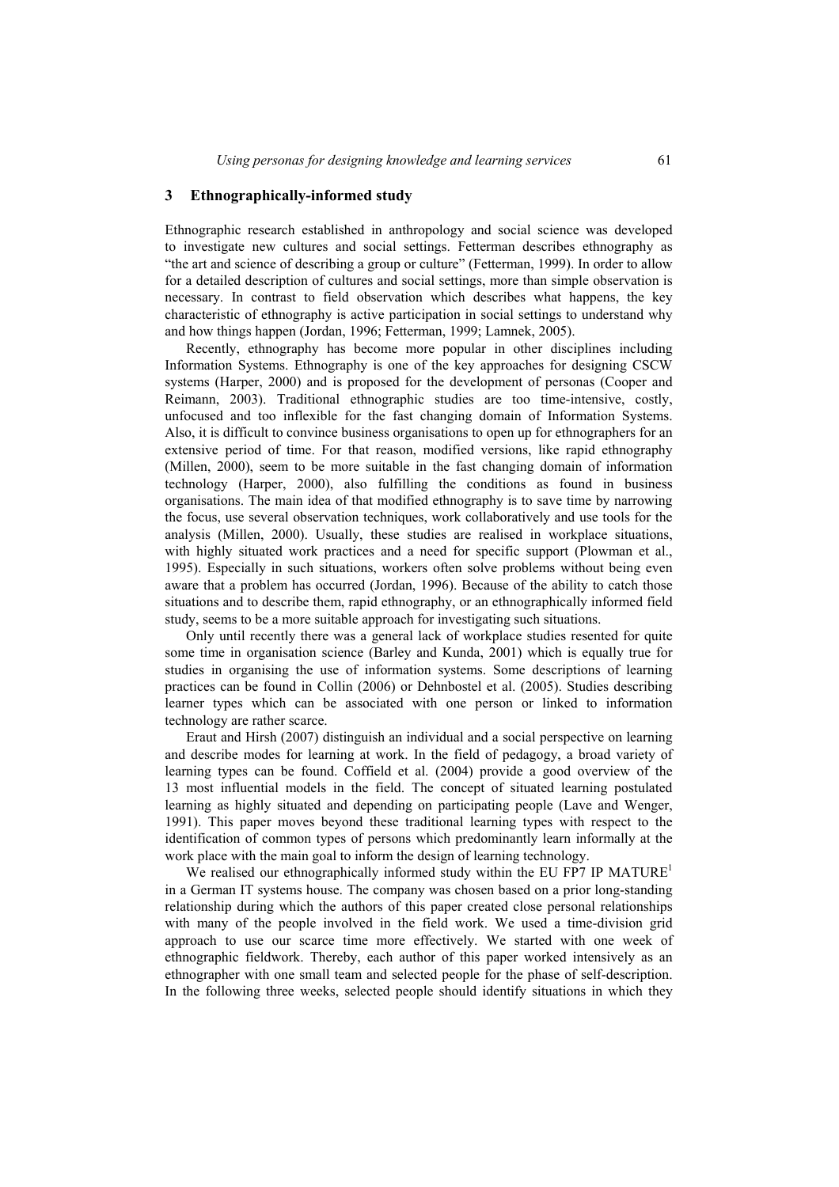## 3 Ethnographically-informed study

Ethnographic research established in anthropology and social science was developed to investigate new cultures and social settings. Fetterman describes ethnography as "the art and science of describing a group or culture" (Fetterman, 1999). In order to allow for a detailed description of cultures and social settings, more than simple observation is necessary. In contrast to field observation which describes what happens, the key characteristic of ethnography is active participation in social settings to understand why and how things happen (Jordan, 1996; Fetterman, 1999; Lamnek, 2005).

Recently, ethnography has become more popular in other disciplines including Information Systems. Ethnography is one of the key approaches for designing CSCW systems (Harper, 2000) and is proposed for the development of personas (Cooper and Reimann, 2003). Traditional ethnographic studies are too time-intensive, costly, unfocused and too inflexible for the fast changing domain of Information Systems. Also, it is difficult to convince business organisations to open up for ethnographers for an extensive period of time. For that reason, modified versions, like rapid ethnography (Millen, 2000), seem to be more suitable in the fast changing domain of information technology (Harper, 2000), also fulfilling the conditions as found in business organisations. The main idea of that modified ethnography is to save time by narrowing the focus, use several observation techniques, work collaboratively and use tools for the analysis (Millen, 2000). Usually, these studies are realised in workplace situations, with highly situated work practices and a need for specific support (Plowman et al., 1995). Especially in such situations, workers often solve problems without being even aware that a problem has occurred (Jordan, 1996). Because of the ability to catch those situations and to describe them, rapid ethnography, or an ethnographically informed field study, seems to be a more suitable approach for investigating such situations.

Only until recently there was a general lack of workplace studies resented for quite some time in organisation science (Barley and Kunda, 2001) which is equally true for studies in organising the use of information systems. Some descriptions of learning practices can be found in Collin (2006) or Dehnbostel et al. (2005). Studies describing learner types which can be associated with one person or linked to information technology are rather scarce.

Eraut and Hirsh (2007) distinguish an individual and a social perspective on learning and describe modes for learning at work. In the field of pedagogy, a broad variety of learning types can be found. Coffield et al. (2004) provide a good overview of the 13 most influential models in the field. The concept of situated learning postulated learning as highly situated and depending on participating people (Lave and Wenger, 1991). This paper moves beyond these traditional learning types with respect to the identification of common types of persons which predominantly learn informally at the work place with the main goal to inform the design of learning technology.

We realised our ethnographically informed study within the EU FP7 IP MATURE[1] in a German IT systems house. The company was chosen based on a prior long-standing relationship during which the authors of this paper created close personal relationships with many of the people involved in the field work. We used a time-division grid approach to use our scarce time more effectively. We started with one week of ethnographic fieldwork. Thereby, each author of this paper worked intensively as an ethnographer with one small team and selected people for the phase of self-description. In the following three weeks, selected people should identify situations in which they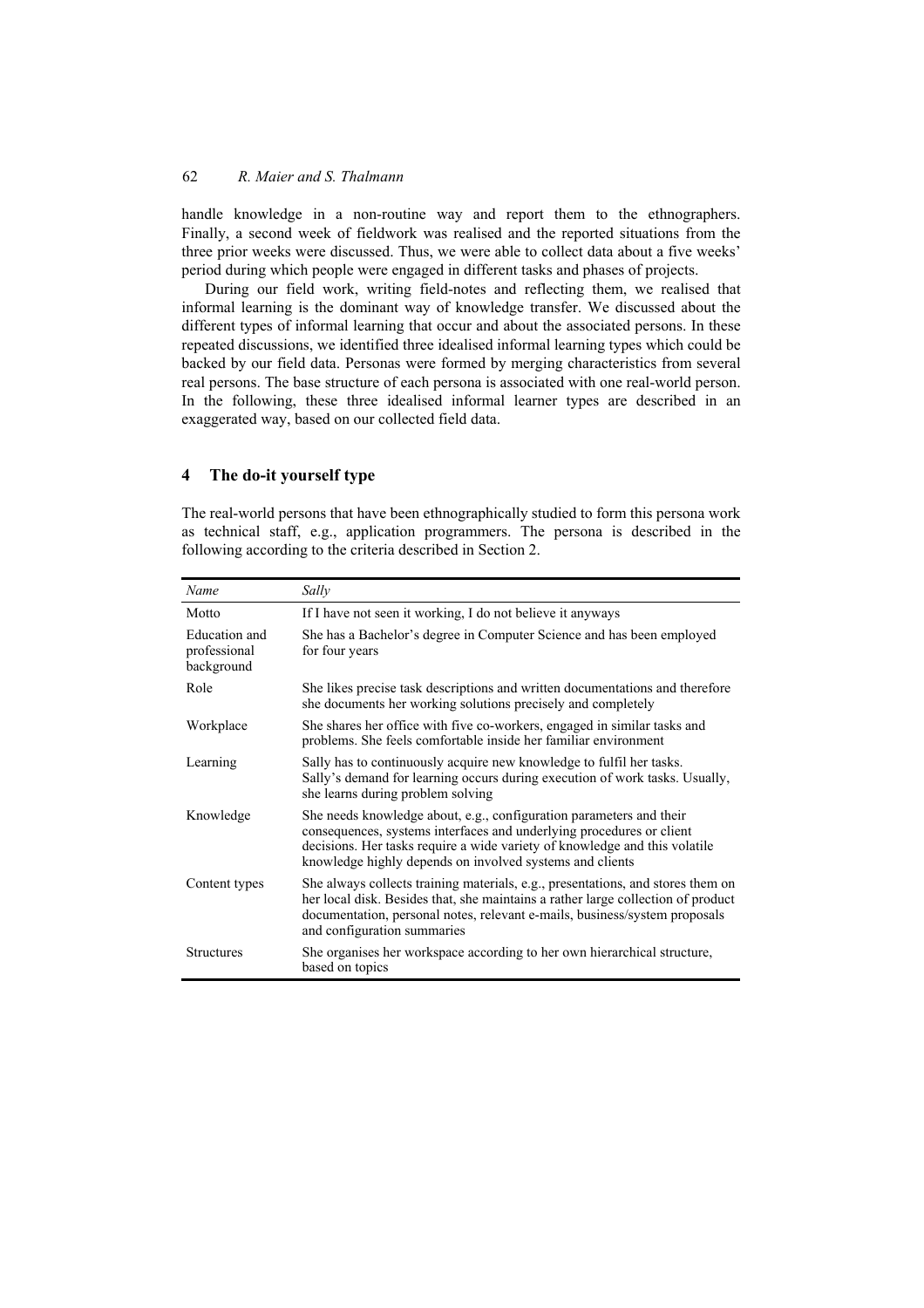handle knowledge in a non-routine way and report them to the ethnographers. Finally, a second week of fieldwork was realised and the reported situations from the three prior weeks were discussed. Thus, we were able to collect data about a five weeks' period during which people were engaged in different tasks and phases of projects.

During our field work, writing field-notes and reflecting them, we realised that informal learning is the dominant way of knowledge transfer. We discussed about the different types of informal learning that occur and about the associated persons. In these repeated discussions, we identified three idealised informal learning types which could be backed by our field data. Personas were formed by merging characteristics from several real persons. The base structure of each persona is associated with one real-world person. In the following, these three idealised informal learner types are described in an exaggerated way, based on our collected field data.

## 4 The do-it yourself type

The real-world persons that have been ethnographically studied to form this persona work as technical staff, e.g., application programmers. The persona is described in the following according to the criteria described in Section 2.

| *Name* | *Sally* |
|---|---|
| Motto | If I have not seen it working, I do not believe it anyways |
| Education and professional background | She has a Bachelor's degree in Computer Science and has been employed for four years |
| Role | She likes precise task descriptions and written documentations and therefore she documents her working solutions precisely and completely |
| Workplace | She shares her office with five co-workers, engaged in similar tasks and problems. She feels comfortable inside her familiar environment |
| Learning | Sally has to continuously acquire new knowledge to fulfil her tasks. Sally's demand for learning occurs during execution of work tasks. Usually, she learns during problem solving |
| Knowledge | She needs knowledge about, e.g., configuration parameters and their consequences, systems interfaces and underlying procedures or client decisions. Her tasks require a wide variety of knowledge and this volatile knowledge highly depends on involved systems and clients |
| Content types | She always collects training materials, e.g., presentations, and stores them on her local disk. Besides that, she maintains a rather large collection of product documentation, personal notes, relevant e-mails, business/system proposals and configuration summaries |
| Structures | She organises her workspace according to her own hierarchical structure, based on topics |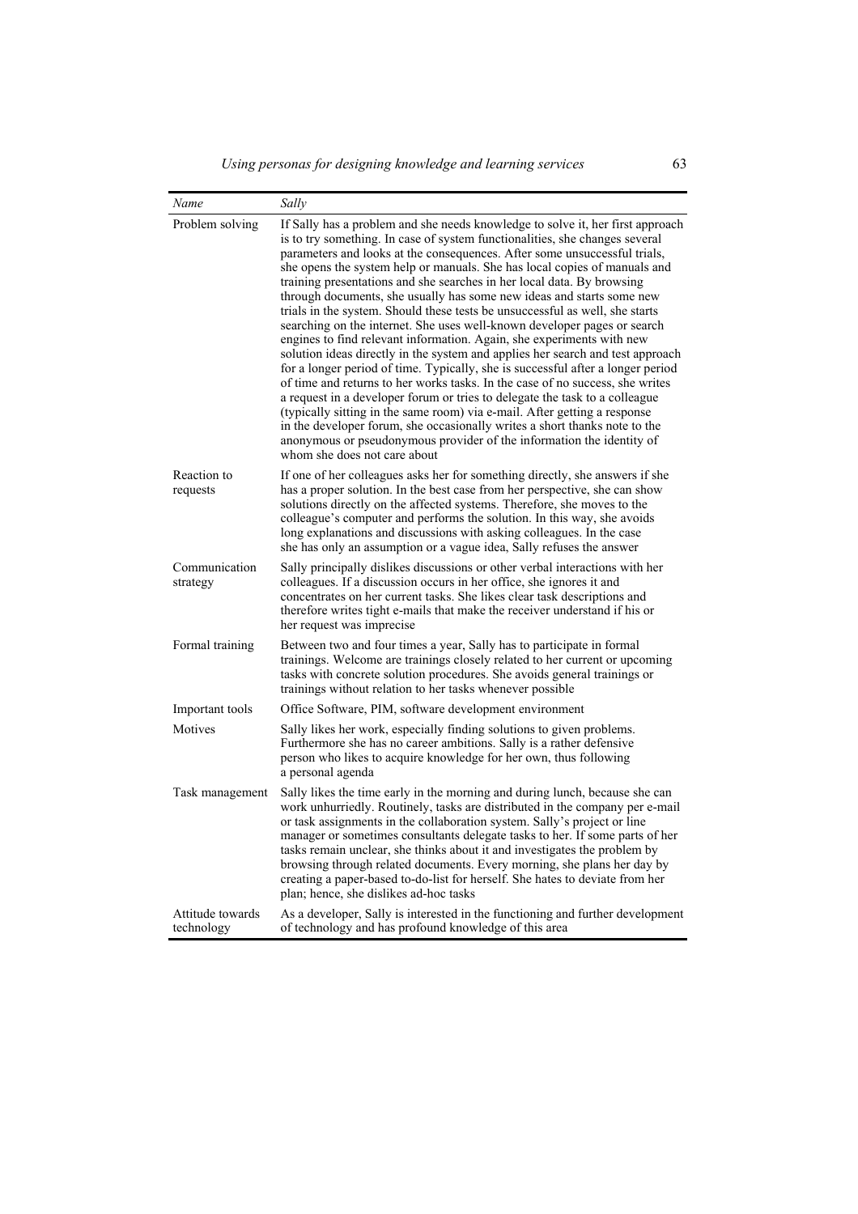| *Name* | *Sally* |
|---|---|
| Problem solving | If Sally has a problem and she needs knowledge to solve it, her first approach is to try something. In case of system functionalities, she changes several parameters and looks at the consequences. After some unsuccessful trials, she opens the system help or manuals. She has local copies of manuals and training presentations and she searches in her local data. By browsing through documents, she usually has some new ideas and starts some new trials in the system. Should these tests be unsuccessful as well, she starts searching on the internet. She uses well-known developer pages or search engines to find relevant information. Again, she experiments with new solution ideas directly in the system and applies her search and test approach for a longer period of time. Typically, she is successful after a longer period of time and returns to her works tasks. In the case of no success, she writes a request in a developer forum or tries to delegate the task to a colleague (typically sitting in the same room) via e-mail. After getting a response in the developer forum, she occasionally writes a short thanks note to the anonymous or pseudonymous provider of the information the identity of whom she does not care about |
| Reaction to requests | If one of her colleagues asks her for something directly, she answers if she has a proper solution. In the best case from her perspective, she can show solutions directly on the affected systems. Therefore, she moves to the colleague's computer and performs the solution. In this way, she avoids long explanations and discussions with asking colleagues. In the case she has only an assumption or a vague idea, Sally refuses the answer |
| Communication strategy | Sally principally dislikes discussions or other verbal interactions with her colleagues. If a discussion occurs in her office, she ignores it and concentrates on her current tasks. She likes clear task descriptions and therefore writes tight e-mails that make the receiver understand if his or her request was imprecise |
| Formal training | Between two and four times a year, Sally has to participate in formal trainings. Welcome are trainings closely related to her current or upcoming tasks with concrete solution procedures. She avoids general trainings or trainings without relation to her tasks whenever possible |
| Important tools | Office Software, PIM, software development environment |
| Motives | Sally likes her work, especially finding solutions to given problems. Furthermore she has no career ambitions. Sally is a rather defensive person who likes to acquire knowledge for her own, thus following a personal agenda |
| Task management | Sally likes the time early in the morning and during lunch, because she can work unhurriedly. Routinely, tasks are distributed in the company per e-mail or task assignments in the collaboration system. Sally's project or line manager or sometimes consultants delegate tasks to her. If some parts of her tasks remain unclear, she thinks about it and investigates the problem by browsing through related documents. Every morning, she plans her day by creating a paper-based to-do-list for herself. She hates to deviate from her plan; hence, she dislikes ad-hoc tasks |
| Attitude towards technology | As a developer, Sally is interested in the functioning and further development of technology and has profound knowledge of this area |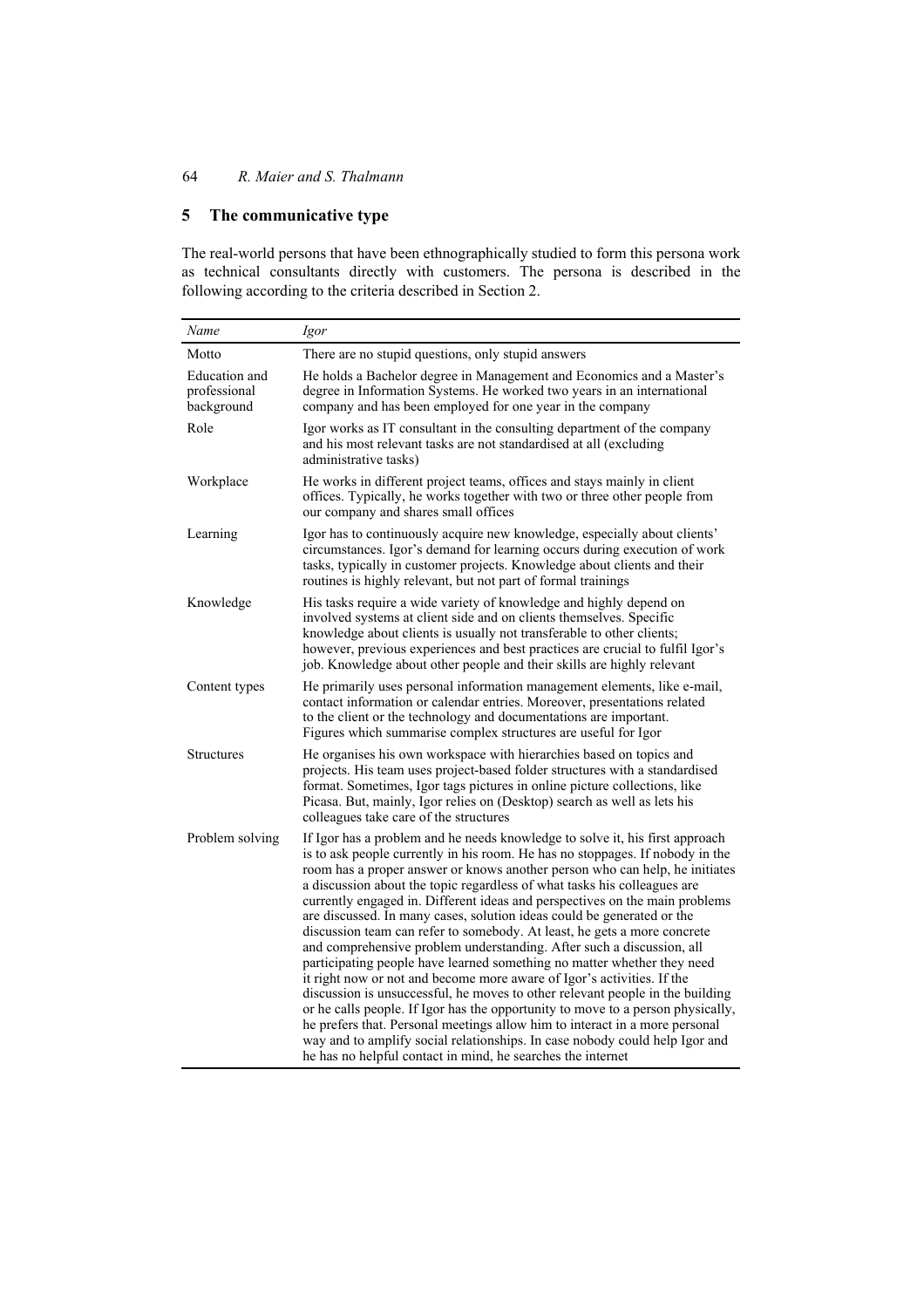## 5 The communicative type

The real-world persons that have been ethnographically studied to form this persona work as technical consultants directly with customers. The persona is described in the following according to the criteria described in Section 2.

| *Name* | *Igor* |
|---|---|
| Motto | There are no stupid questions, only stupid answers |
| Education and professional background | He holds a Bachelor degree in Management and Economics and a Master's degree in Information Systems. He worked two years in an international company and has been employed for one year in the company |
| Role | Igor works as IT consultant in the consulting department of the company and his most relevant tasks are not standardised at all (excluding administrative tasks) |
| Workplace | He works in different project teams, offices and stays mainly in client offices. Typically, he works together with two or three other people from our company and shares small offices |
| Learning | Igor has to continuously acquire new knowledge, especially about clients' circumstances. Igor's demand for learning occurs during execution of work tasks, typically in customer projects. Knowledge about clients and their routines is highly relevant, but not part of formal trainings |
| Knowledge | His tasks require a wide variety of knowledge and highly depend on involved systems at client side and on clients themselves. Specific knowledge about clients is usually not transferable to other clients; however, previous experiences and best practices are crucial to fulfil Igor's job. Knowledge about other people and their skills are highly relevant |
| Content types | He primarily uses personal information management elements, like e-mail, contact information or calendar entries. Moreover, presentations related to the client or the technology and documentations are important. Figures which summarise complex structures are useful for Igor |
| Structures | He organises his own workspace with hierarchies based on topics and projects. His team uses project-based folder structures with a standardised format. Sometimes, Igor tags pictures in online picture collections, like Picasa. But, mainly, Igor relies on (Desktop) search as well as lets his colleagues take care of the structures |
| Problem solving | If Igor has a problem and he needs knowledge to solve it, his first approach is to ask people currently in his room. He has no stoppages. If nobody in the room has a proper answer or knows another person who can help, he initiates a discussion about the topic regardless of what tasks his colleagues are currently engaged in. Different ideas and perspectives on the main problems are discussed. In many cases, solution ideas could be generated or the discussion team can refer to somebody. At least, he gets a more concrete and comprehensive problem understanding. After such a discussion, all participating people have learned something no matter whether they need it right now or not and become more aware of Igor's activities. If the discussion is unsuccessful, he moves to other relevant people in the building or he calls people. If Igor has the opportunity to move to a person physically, he prefers that. Personal meetings allow him to interact in a more personal way and to amplify social relationships. In case nobody could help Igor and he has no helpful contact in mind, he searches the internet |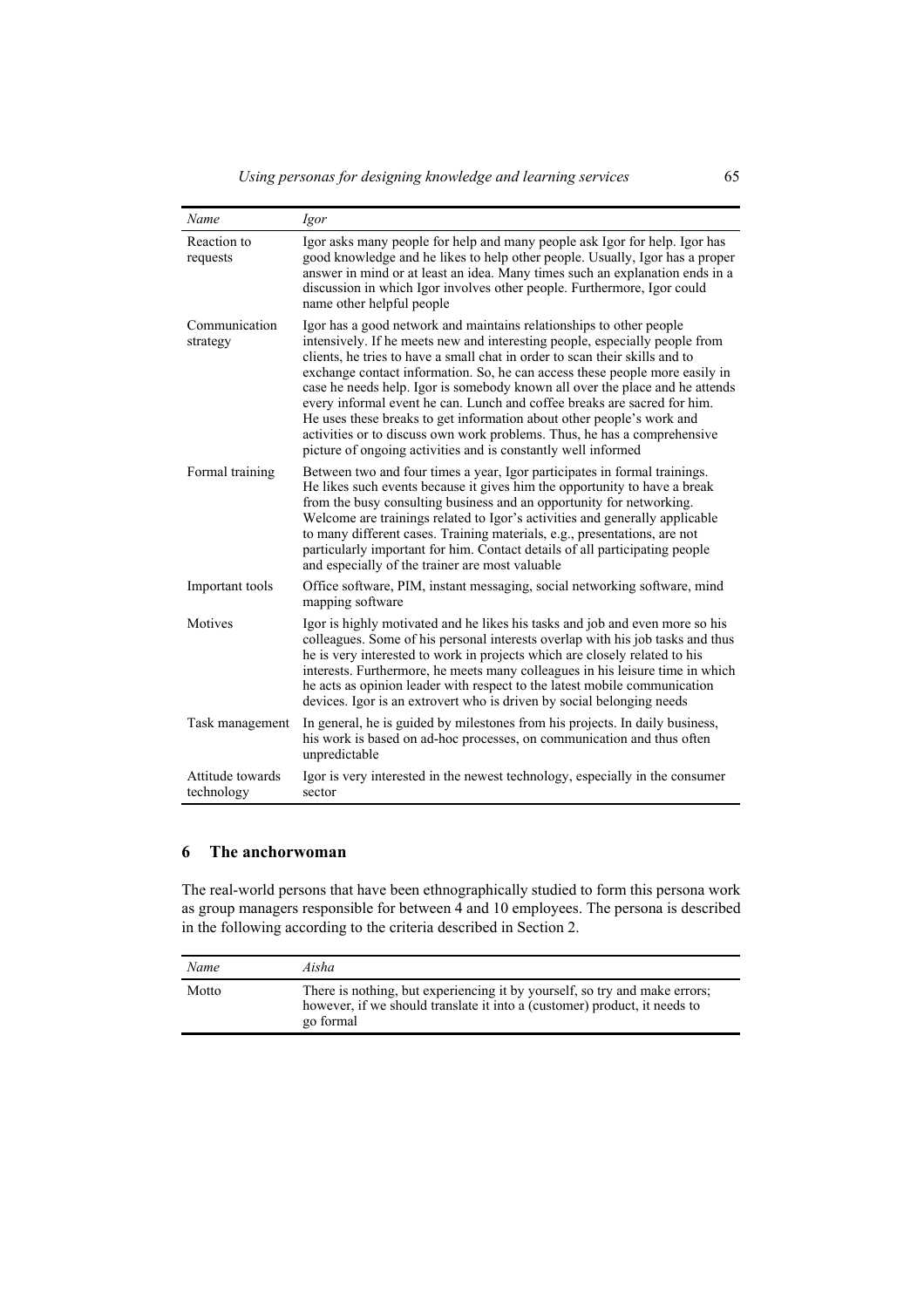| *Name* | *Igor* |
|---|---|
| Reaction to requests | Igor asks many people for help and many people ask Igor for help. Igor has good knowledge and he likes to help other people. Usually, Igor has a proper answer in mind or at least an idea. Many times such an explanation ends in a discussion in which Igor involves other people. Furthermore, Igor could name other helpful people |
| Communication strategy | Igor has a good network and maintains relationships to other people intensively. If he meets new and interesting people, especially people from clients, he tries to have a small chat in order to scan their skills and to exchange contact information. So, he can access these people more easily in case he needs help. Igor is somebody known all over the place and he attends every informal event he can. Lunch and coffee breaks are sacred for him. He uses these breaks to get information about other people's work and activities or to discuss own work problems. Thus, he has a comprehensive picture of ongoing activities and is constantly well informed |
| Formal training | Between two and four times a year, Igor participates in formal trainings. He likes such events because it gives him the opportunity to have a break from the busy consulting business and an opportunity for networking. Welcome are trainings related to Igor's activities and generally applicable to many different cases. Training materials, e.g., presentations, are not particularly important for him. Contact details of all participating people and especially of the trainer are most valuable |
| Important tools | Office software, PIM, instant messaging, social networking software, mind mapping software |
| Motives | Igor is highly motivated and he likes his tasks and job and even more so his colleagues. Some of his personal interests overlap with his job tasks and thus he is very interested to work in projects which are closely related to his interests. Furthermore, he meets many colleagues in his leisure time in which he acts as opinion leader with respect to the latest mobile communication devices. Igor is an extrovert who is driven by social belonging needs |
| Task management | In general, he is guided by milestones from his projects. In daily business, his work is based on ad-hoc processes, on communication and thus often unpredictable |
| Attitude towards technology | Igor is very interested in the newest technology, especially in the consumer sector |

## 6 The anchorwoman

The real-world persons that have been ethnographically studied to form this persona work as group managers responsible for between 4 and 10 employees. The persona is described in the following according to the criteria described in Section 2.

| *Name* | *Aisha* |
|---|---|
| Motto | There is nothing, but experiencing it by yourself, so try and make errors; however, if we should translate it into a (customer) product, it needs to go formal |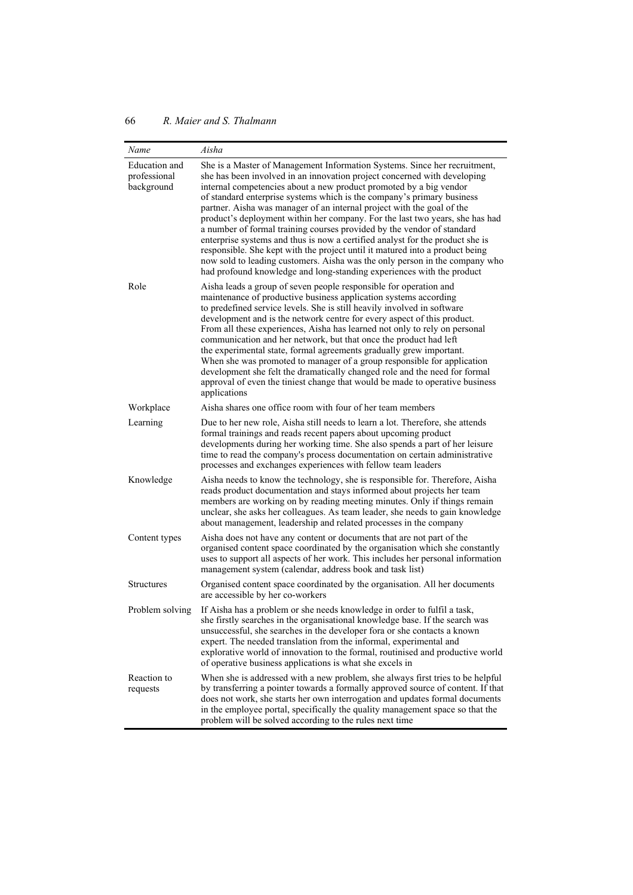| *Name* | *Aisha* |
|---|---|
| Education and professional background | She is a Master of Management Information Systems. Since her recruitment, she has been involved in an innovation project concerned with developing internal competencies about a new product promoted by a big vendor of standard enterprise systems which is the company's primary business partner. Aisha was manager of an internal project with the goal of the product's deployment within her company. For the last two years, she has had a number of formal training courses provided by the vendor of standard enterprise systems and thus is now a certified analyst for the product she is responsible. She kept with the project until it matured into a product being now sold to leading customers. Aisha was the only person in the company who had profound knowledge and long-standing experiences with the product |
| Role | Aisha leads a group of seven people responsible for operation and maintenance of productive business application systems according to predefined service levels. She is still heavily involved in software development and is the network centre for every aspect of this product. From all these experiences, Aisha has learned not only to rely on personal communication and her network, but that once the product had left the experimental state, formal agreements gradually grew important. When she was promoted to manager of a group responsible for application development she felt the dramatically changed role and the need for formal approval of even the tiniest change that would be made to operative business applications |
| Workplace | Aisha shares one office room with four of her team members |
| Learning | Due to her new role, Aisha still needs to learn a lot. Therefore, she attends formal trainings and reads recent papers about upcoming product developments during her working time. She also spends a part of her leisure time to read the company's process documentation on certain administrative processes and exchanges experiences with fellow team leaders |
| Knowledge | Aisha needs to know the technology, she is responsible for. Therefore, Aisha reads product documentation and stays informed about projects her team members are working on by reading meeting minutes. Only if things remain unclear, she asks her colleagues. As team leader, she needs to gain knowledge about management, leadership and related processes in the company |
| Content types | Aisha does not have any content or documents that are not part of the organised content space coordinated by the organisation which she constantly uses to support all aspects of her work. This includes her personal information management system (calendar, address book and task list) |
| Structures | Organised content space coordinated by the organisation. All her documents are accessible by her co-workers |
| Problem solving | If Aisha has a problem or she needs knowledge in order to fulfil a task, she firstly searches in the organisational knowledge base. If the search was unsuccessful, she searches in the developer fora or she contacts a known expert. The needed translation from the informal, experimental and explorative world of innovation to the formal, routinised and productive world of operative business applications is what she excels in |
| Reaction to requests | When she is addressed with a new problem, she always first tries to be helpful by transferring a pointer towards a formally approved source of content. If that does not work, she starts her own interrogation and updates formal documents in the employee portal, specifically the quality management space so that the problem will be solved according to the rules next time |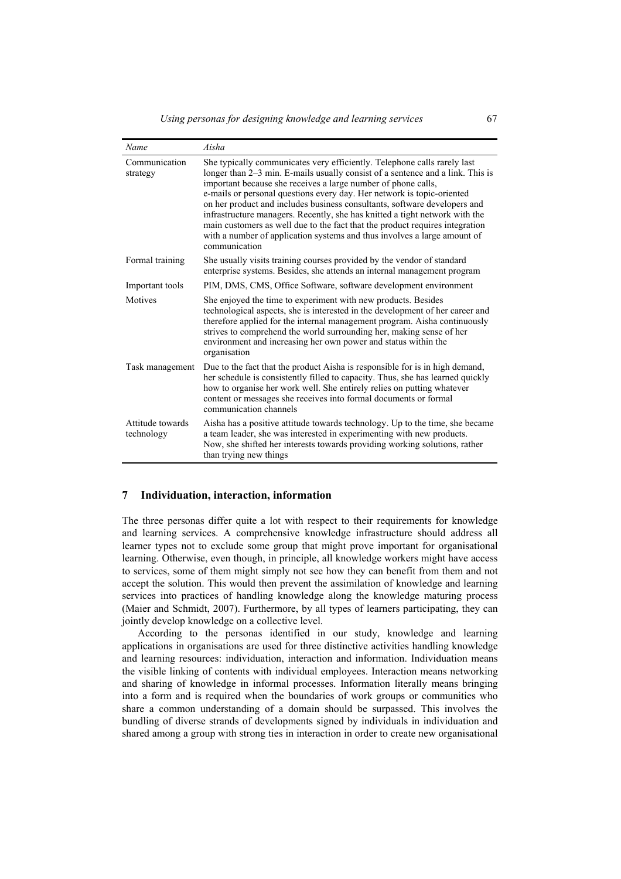| *Name* | *Aisha* |
|---|---|
| Communication strategy | She typically communicates very efficiently. Telephone calls rarely last longer than 2–3 min. E-mails usually consist of a sentence and a link. This is important because she receives a large number of phone calls, e-mails or personal questions every day. Her network is topic-oriented on her product and includes business consultants, software developers and infrastructure managers. Recently, she has knitted a tight network with the main customers as well due to the fact that the product requires integration with a number of application systems and thus involves a large amount of communication |
| Formal training | She usually visits training courses provided by the vendor of standard enterprise systems. Besides, she attends an internal management program |
| Important tools | PIM, DMS, CMS, Office Software, software development environment |
| Motives | She enjoyed the time to experiment with new products. Besides technological aspects, she is interested in the development of her career and therefore applied for the internal management program. Aisha continuously strives to comprehend the world surrounding her, making sense of her environment and increasing her own power and status within the organisation |
| Task management | Due to the fact that the product Aisha is responsible for is in high demand, her schedule is consistently filled to capacity. Thus, she has learned quickly how to organise her work well. She entirely relies on putting whatever content or messages she receives into formal documents or formal communication channels |
| Attitude towards technology | Aisha has a positive attitude towards technology. Up to the time, she became a team leader, she was interested in experimenting with new products. Now, she shifted her interests towards providing working solutions, rather than trying new things |

## 7 Individuation, interaction, information

The three personas differ quite a lot with respect to their requirements for knowledge and learning services. A comprehensive knowledge infrastructure should address all learner types not to exclude some group that might prove important for organisational learning. Otherwise, even though, in principle, all knowledge workers might have access to services, some of them might simply not see how they can benefit from them and not accept the solution. This would then prevent the assimilation of knowledge and learning services into practices of handling knowledge along the knowledge maturing process (Maier and Schmidt, 2007). Furthermore, by all types of learners participating, they can jointly develop knowledge on a collective level.

According to the personas identified in our study, knowledge and learning applications in organisations are used for three distinctive activities handling knowledge and learning resources: individuation, interaction and information. Individuation means the visible linking of contents with individual employees. Interaction means networking and sharing of knowledge in informal processes. Information literally means bringing into a form and is required when the boundaries of work groups or communities who share a common understanding of a domain should be surpassed. This involves the bundling of diverse strands of developments signed by individuals in individuation and shared among a group with strong ties in interaction in order to create new organisational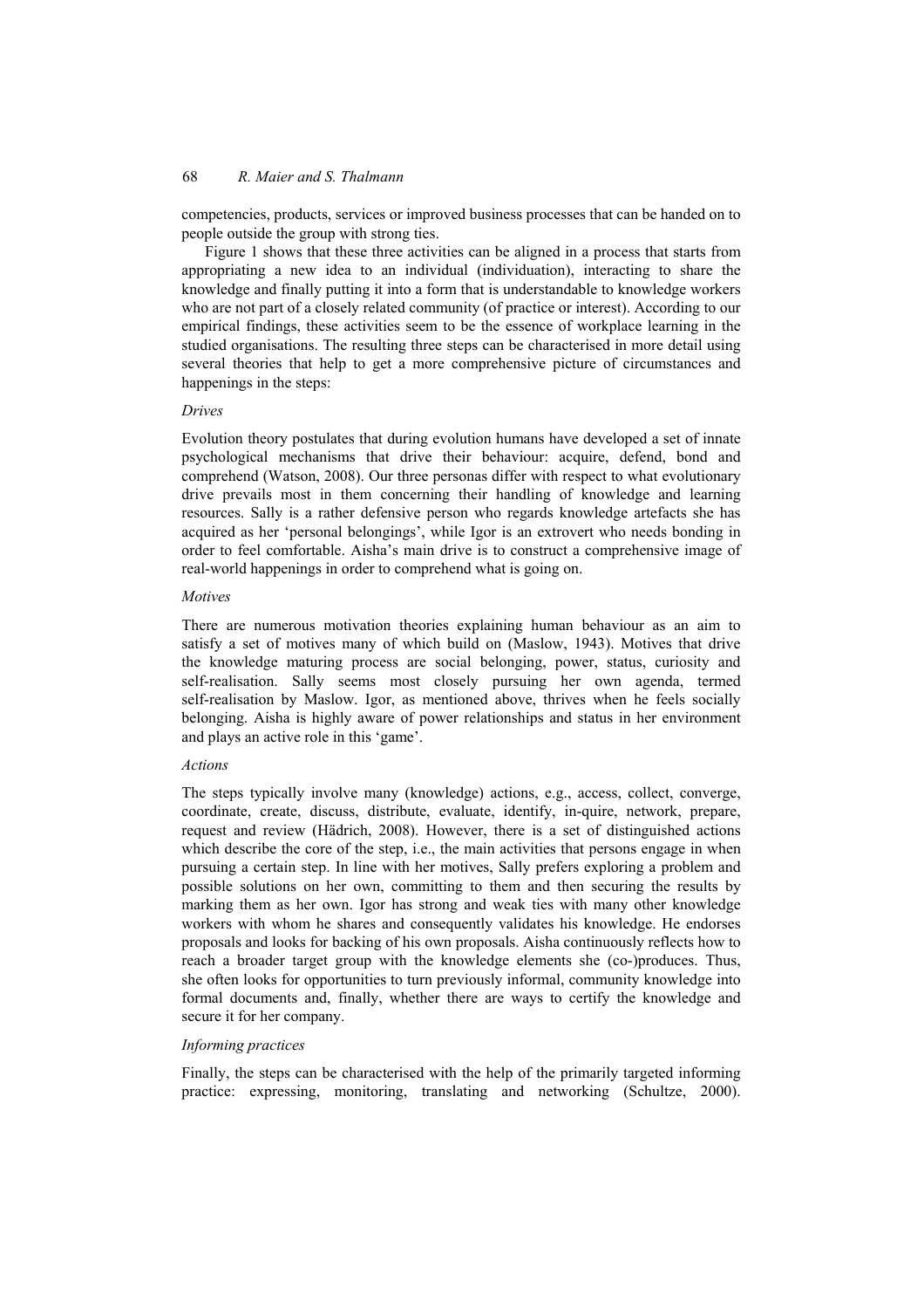competencies, products, services or improved business processes that can be handed on to people outside the group with strong ties.

Figure 1 shows that these three activities can be aligned in a process that starts from appropriating a new idea to an individual (individuation), interacting to share the knowledge and finally putting it into a form that is understandable to knowledge workers who are not part of a closely related community (of practice or interest). According to our empirical findings, these activities seem to be the essence of workplace learning in the studied organisations. The resulting three steps can be characterised in more detail using several theories that help to get a more comprehensive picture of circumstances and happenings in the steps:

*Drives*

Evolution theory postulates that during evolution humans have developed a set of innate psychological mechanisms that drive their behaviour: acquire, defend, bond and comprehend (Watson, 2008). Our three personas differ with respect to what evolutionary drive prevails most in them concerning their handling of knowledge and learning resources. Sally is a rather defensive person who regards knowledge artefacts she has acquired as her 'personal belongings', while Igor is an extrovert who needs bonding in order to feel comfortable. Aisha's main drive is to construct a comprehensive image of real-world happenings in order to comprehend what is going on.

*Motives*

There are numerous motivation theories explaining human behaviour as an aim to satisfy a set of motives many of which build on (Maslow, 1943). Motives that drive the knowledge maturing process are social belonging, power, status, curiosity and self-realisation. Sally seems most closely pursuing her own agenda, termed self-realisation by Maslow. Igor, as mentioned above, thrives when he feels socially belonging. Aisha is highly aware of power relationships and status in her environment and plays an active role in this 'game'.

*Actions*

The steps typically involve many (knowledge) actions, e.g., access, collect, converge, coordinate, create, discuss, distribute, evaluate, identify, in-quire, network, prepare, request and review (Hädrich, 2008). However, there is a set of distinguished actions which describe the core of the step, i.e., the main activities that persons engage in when pursuing a certain step. In line with her motives, Sally prefers exploring a problem and possible solutions on her own, committing to them and then securing the results by marking them as her own. Igor has strong and weak ties with many other knowledge workers with whom he shares and consequently validates his knowledge. He endorses proposals and looks for backing of his own proposals. Aisha continuously reflects how to reach a broader target group with the knowledge elements she (co-)produces. Thus, she often looks for opportunities to turn previously informal, community knowledge into formal documents and, finally, whether there are ways to certify the knowledge and secure it for her company.

*Informing practices*

Finally, the steps can be characterised with the help of the primarily targeted informing practice: expressing, monitoring, translating and networking (Schultze, 2000).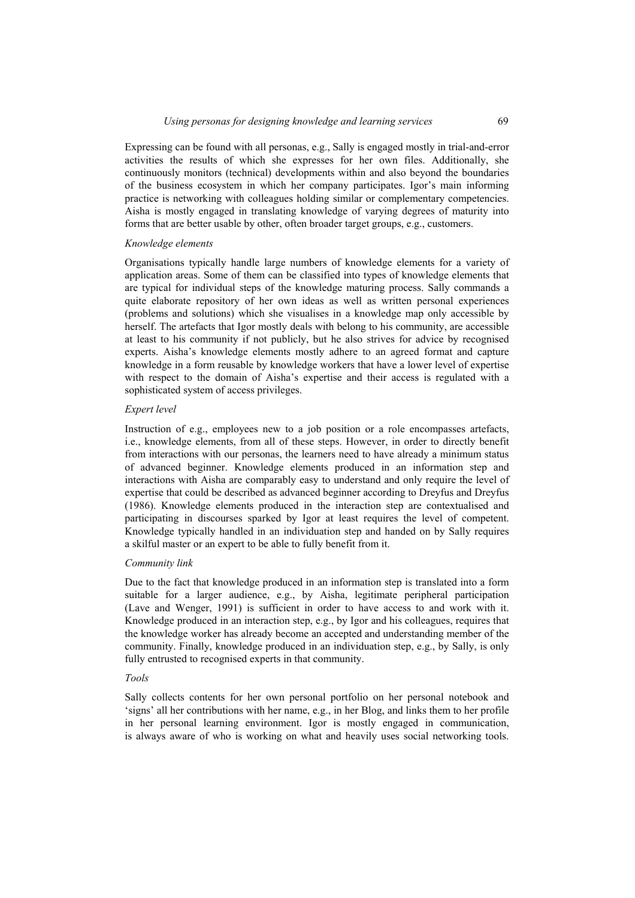Expressing can be found with all personas, e.g., Sally is engaged mostly in trial-and-error activities the results of which she expresses for her own files. Additionally, she continuously monitors (technical) developments within and also beyond the boundaries of the business ecosystem in which her company participates. Igor's main informing practice is networking with colleagues holding similar or complementary competencies. Aisha is mostly engaged in translating knowledge of varying degrees of maturity into forms that are better usable by other, often broader target groups, e.g., customers.

*Knowledge elements*

Organisations typically handle large numbers of knowledge elements for a variety of application areas. Some of them can be classified into types of knowledge elements that are typical for individual steps of the knowledge maturing process. Sally commands a quite elaborate repository of her own ideas as well as written personal experiences (problems and solutions) which she visualises in a knowledge map only accessible by herself. The artefacts that Igor mostly deals with belong to his community, are accessible at least to his community if not publicly, but he also strives for advice by recognised experts. Aisha's knowledge elements mostly adhere to an agreed format and capture knowledge in a form reusable by knowledge workers that have a lower level of expertise with respect to the domain of Aisha's expertise and their access is regulated with a sophisticated system of access privileges.

*Expert level*

Instruction of e.g., employees new to a job position or a role encompasses artefacts, i.e., knowledge elements, from all of these steps. However, in order to directly benefit from interactions with our personas, the learners need to have already a minimum status of advanced beginner. Knowledge elements produced in an information step and interactions with Aisha are comparably easy to understand and only require the level of expertise that could be described as advanced beginner according to Dreyfus and Dreyfus (1986). Knowledge elements produced in the interaction step are contextualised and participating in discourses sparked by Igor at least requires the level of competent. Knowledge typically handled in an individuation step and handed on by Sally requires a skilful master or an expert to be able to fully benefit from it.

*Community link*

Due to the fact that knowledge produced in an information step is translated into a form suitable for a larger audience, e.g., by Aisha, legitimate peripheral participation (Lave and Wenger, 1991) is sufficient in order to have access to and work with it. Knowledge produced in an interaction step, e.g., by Igor and his colleagues, requires that the knowledge worker has already become an accepted and understanding member of the community. Finally, knowledge produced in an individuation step, e.g., by Sally, is only fully entrusted to recognised experts in that community.

*Tools*

Sally collects contents for her own personal portfolio on her personal notebook and 'signs' all her contributions with her name, e.g., in her Blog, and links them to her profile in her personal learning environment. Igor is mostly engaged in communication, is always aware of who is working on what and heavily uses social networking tools.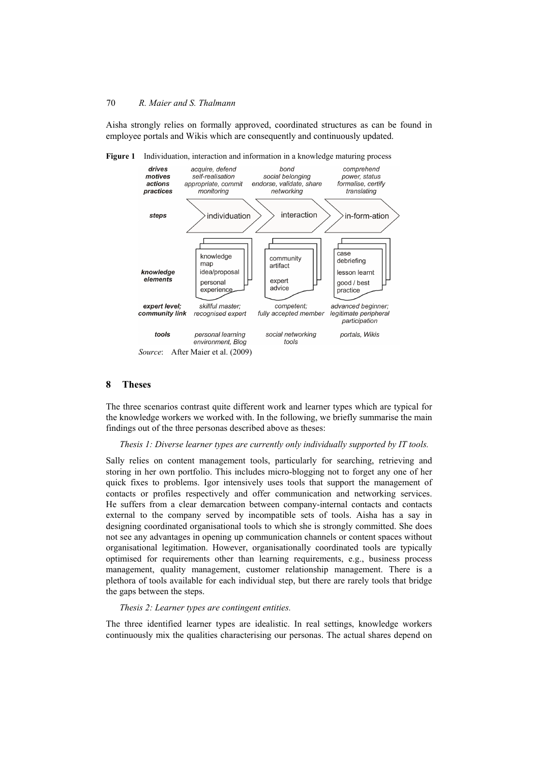Aisha strongly relies on formally approved, coordinated structures as can be found in employee portals and Wikis which are consequently and continuously updated.

**Figure 1** Individuation, interaction and information in a knowledge maturing process

| | | | |
|---|---|---|---|
| ***drives*** | *acquire, defend* | *bond* | *comprehend* |
| ***motives*** | *self-realisation* | *social belonging* | *power, status* |
| ***actions*** | *appropriate, commit* | *endorse, validate, share* | *formalise, certify* |
| ***practices*** | *monitoring* | *networking* | *translating* |
| ***steps*** | individuation | interaction | in-form-ation |
| ***knowledge elements*** | knowledge map; idea/proposal; personal experience | community artifact; expert advice | case debriefing; lesson learnt; good / best practice |
| ***expert level; community link*** | *skillful master; recognised expert* | *competent; fully accepted member* | *advanced beginner; legitimate peripheral participation* |
| ***tools*** | *personal learning environment, Blog* | *social networking tools* | *portals, Wikis* |

*Source*: After Maier et al. (2009)

## 8 Theses

The three scenarios contrast quite different work and learner types which are typical for the knowledge workers we worked with. In the following, we briefly summarise the main findings out of the three personas described above as theses:

*Thesis 1: Diverse learner types are currently only individually supported by IT tools.*

Sally relies on content management tools, particularly for searching, retrieving and storing in her own portfolio. This includes micro-blogging not to forget any one of her quick fixes to problems. Igor intensively uses tools that support the management of contacts or profiles respectively and offer communication and networking services. He suffers from a clear demarcation between company-internal contacts and contacts external to the company served by incompatible sets of tools. Aisha has a say in designing coordinated organisational tools to which she is strongly committed. She does not see any advantages in opening up communication channels or content spaces without organisational legitimation. However, organisationally coordinated tools are typically optimised for requirements other than learning requirements, e.g., business process management, quality management, customer relationship management. There is a plethora of tools available for each individual step, but there are rarely tools that bridge the gaps between the steps.

*Thesis 2: Learner types are contingent entities.*

The three identified learner types are idealistic. In real settings, knowledge workers continuously mix the qualities characterising our personas. The actual shares depend on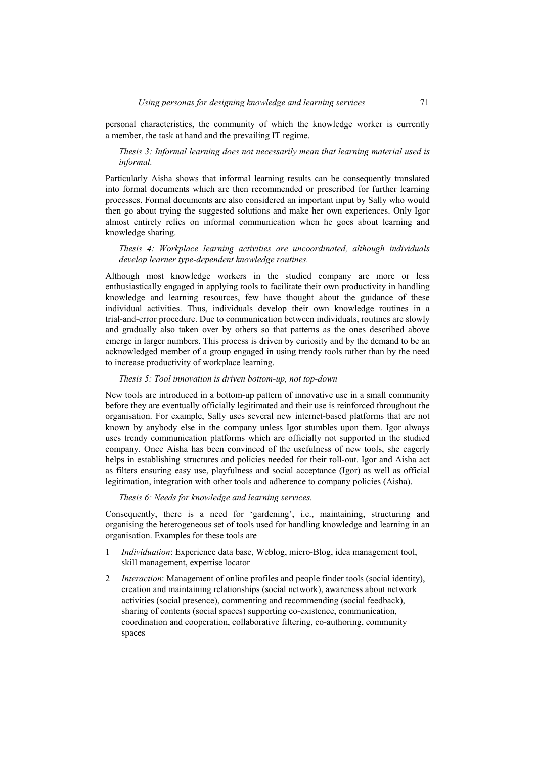personal characteristics, the community of which the knowledge worker is currently a member, the task at hand and the prevailing IT regime.

*Thesis 3: Informal learning does not necessarily mean that learning material used is informal.*

Particularly Aisha shows that informal learning results can be consequently translated into formal documents which are then recommended or prescribed for further learning processes. Formal documents are also considered an important input by Sally who would then go about trying the suggested solutions and make her own experiences. Only Igor almost entirely relies on informal communication when he goes about learning and knowledge sharing.

*Thesis 4: Workplace learning activities are uncoordinated, although individuals develop learner type-dependent knowledge routines.*

Although most knowledge workers in the studied company are more or less enthusiastically engaged in applying tools to facilitate their own productivity in handling knowledge and learning resources, few have thought about the guidance of these individual activities. Thus, individuals develop their own knowledge routines in a trial-and-error procedure. Due to communication between individuals, routines are slowly and gradually also taken over by others so that patterns as the ones described above emerge in larger numbers. This process is driven by curiosity and by the demand to be an acknowledged member of a group engaged in using trendy tools rather than by the need to increase productivity of workplace learning.

*Thesis 5: Tool innovation is driven bottom-up, not top-down*

New tools are introduced in a bottom-up pattern of innovative use in a small community before they are eventually officially legitimated and their use is reinforced throughout the organisation. For example, Sally uses several new internet-based platforms that are not known by anybody else in the company unless Igor stumbles upon them. Igor always uses trendy communication platforms which are officially not supported in the studied company. Once Aisha has been convinced of the usefulness of new tools, she eagerly helps in establishing structures and policies needed for their roll-out. Igor and Aisha act as filters ensuring easy use, playfulness and social acceptance (Igor) as well as official legitimation, integration with other tools and adherence to company policies (Aisha).

*Thesis 6: Needs for knowledge and learning services.*

Consequently, there is a need for 'gardening', i.e., maintaining, structuring and organising the heterogeneous set of tools used for handling knowledge and learning in an organisation. Examples for these tools are

1. *Individuation*: Experience data base, Weblog, micro-Blog, idea management tool, skill management, expertise locator
2. *Interaction*: Management of online profiles and people finder tools (social identity), creation and maintaining relationships (social network), awareness about network activities (social presence), commenting and recommending (social feedback), sharing of contents (social spaces) supporting co-existence, communication, coordination and cooperation, collaborative filtering, co-authoring, community spaces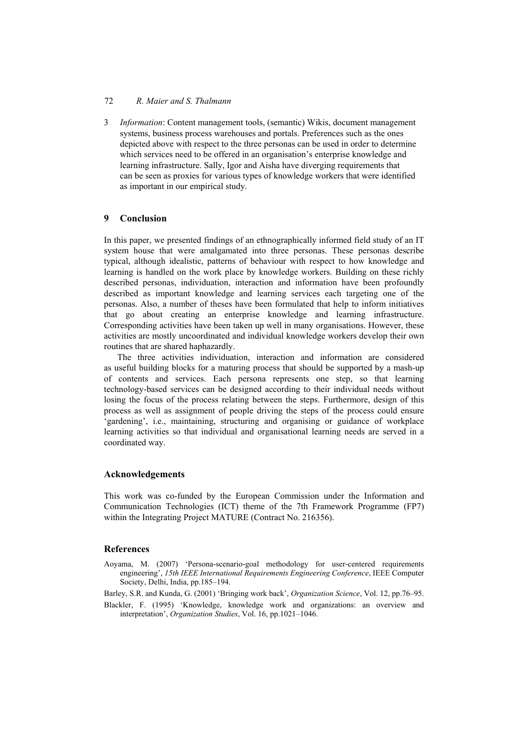3 *Information*: Content management tools, (semantic) Wikis, document management systems, business process warehouses and portals. Preferences such as the ones depicted above with respect to the three personas can be used in order to determine which services need to be offered in an organisation's enterprise knowledge and learning infrastructure. Sally, Igor and Aisha have diverging requirements that can be seen as proxies for various types of knowledge workers that were identified as important in our empirical study.

## 9 Conclusion

In this paper, we presented findings of an ethnographically informed field study of an IT system house that were amalgamated into three personas. These personas describe typical, although idealistic, patterns of behaviour with respect to how knowledge and learning is handled on the work place by knowledge workers. Building on these richly described personas, individuation, interaction and information have been profoundly described as important knowledge and learning services each targeting one of the personas. Also, a number of theses have been formulated that help to inform initiatives that go about creating an enterprise knowledge and learning infrastructure. Corresponding activities have been taken up well in many organisations. However, these activities are mostly uncoordinated and individual knowledge workers develop their own routines that are shared haphazardly.

The three activities individuation, interaction and information are considered as useful building blocks for a maturing process that should be supported by a mash-up of contents and services. Each persona represents one step, so that learning technology-based services can be designed according to their individual needs without losing the focus of the process relating between the steps. Furthermore, design of this process as well as assignment of people driving the steps of the process could ensure 'gardening', i.e., maintaining, structuring and organising or guidance of workplace learning activities so that individual and organisational learning needs are served in a coordinated way.

## Acknowledgements

This work was co-funded by the European Commission under the Information and Communication Technologies (ICT) theme of the 7th Framework Programme (FP7) within the Integrating Project MATURE (Contract No. 216356).

## References

Aoyama, M. (2007) 'Persona-scenario-goal methodology for user-centered requirements engineering', *15th IEEE International Requirements Engineering Conference*, IEEE Computer Society, Delhi, India, pp.185–194.

Barley, S.R. and Kunda, G. (2001) 'Bringing work back', *Organization Science*, Vol. 12, pp.76–95.

Blackler, F. (1995) 'Knowledge, knowledge work and organizations: an overview and interpretation', *Organization Studies*, Vol. 16, pp.1021–1046.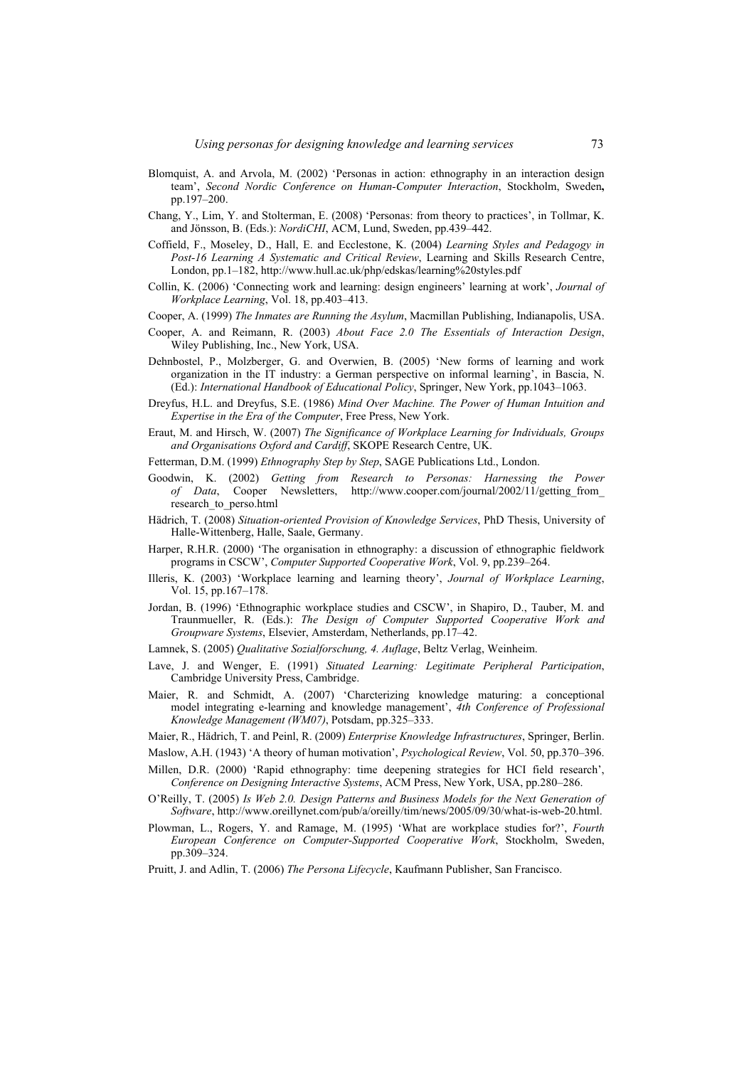Blomquist, A. and Arvola, M. (2002) 'Personas in action: ethnography in an interaction design team', *Second Nordic Conference on Human-Computer Interaction*, Stockholm, Sweden**,** pp.197–200.

Chang, Y., Lim, Y. and Stolterman, E. (2008) 'Personas: from theory to practices', in Tollmar, K. and Jönsson, B. (Eds.): *NordiCHI*, ACM, Lund, Sweden, pp.439–442.

Coffield, F., Moseley, D., Hall, E. and Ecclestone, K. (2004) *Learning Styles and Pedagogy in Post-16 Learning A Systematic and Critical Review*, Learning and Skills Research Centre, London, pp.1–182, http://www.hull.ac.uk/php/edskas/learning%20styles.pdf

Collin, K. (2006) 'Connecting work and learning: design engineers' learning at work', *Journal of Workplace Learning*, Vol. 18, pp.403–413.

Cooper, A. (1999) *The Inmates are Running the Asylum*, Macmillan Publishing, Indianapolis, USA.

Cooper, A. and Reimann, R. (2003) *About Face 2.0 The Essentials of Interaction Design*, Wiley Publishing, Inc., New York, USA.

Dehnbostel, P., Molzberger, G. and Overwien, B. (2005) 'New forms of learning and work organization in the IT industry: a German perspective on informal learning', in Bascia, N. (Ed.): *International Handbook of Educational Policy*, Springer, New York, pp.1043–1063.

Dreyfus, H.L. and Dreyfus, S.E. (1986) *Mind Over Machine. The Power of Human Intuition and Expertise in the Era of the Computer*, Free Press, New York.

Eraut, M. and Hirsch, W. (2007) *The Significance of Workplace Learning for Individuals, Groups and Organisations Oxford and Cardiff*, SKOPE Research Centre, UK.

Fetterman, D.M. (1999) *Ethnography Step by Step*, SAGE Publications Ltd., London.

Goodwin, K. (2002) *Getting from Research to Personas: Harnessing the Power of Data*, Cooper Newsletters, http://www.cooper.com/journal/2002/11/getting_from_research_to_perso.html

Hädrich, T. (2008) *Situation-oriented Provision of Knowledge Services*, PhD Thesis, University of Halle-Wittenberg, Halle, Saale, Germany.

Harper, R.H.R. (2000) 'The organisation in ethnography: a discussion of ethnographic fieldwork programs in CSCW', *Computer Supported Cooperative Work*, Vol. 9, pp.239–264.

Illeris, K. (2003) 'Workplace learning and learning theory', *Journal of Workplace Learning*, Vol. 15, pp.167–178.

Jordan, B. (1996) 'Ethnographic workplace studies and CSCW', in Shapiro, D., Tauber, M. and Traunmueller, R. (Eds.): *The Design of Computer Supported Cooperative Work and Groupware Systems*, Elsevier, Amsterdam, Netherlands, pp.17–42.

Lamnek, S. (2005) *Qualitative Sozialforschung, 4. Auflage*, Beltz Verlag, Weinheim.

Lave, J. and Wenger, E. (1991) *Situated Learning: Legitimate Peripheral Participation*, Cambridge University Press, Cambridge.

Maier, R. and Schmidt, A. (2007) 'Charcterizing knowledge maturing: a conceptional model integrating e-learning and knowledge management', *4th Conference of Professional Knowledge Management (WM07)*, Potsdam, pp.325–333.

Maier, R., Hädrich, T. and Peinl, R. (2009) *Enterprise Knowledge Infrastructures*, Springer, Berlin.

Maslow, A.H. (1943) 'A theory of human motivation', *Psychological Review*, Vol. 50, pp.370–396.

Millen, D.R. (2000) 'Rapid ethnography: time deepening strategies for HCI field research', *Conference on Designing Interactive Systems*, ACM Press, New York, USA, pp.280–286.

O'Reilly, T. (2005) *Is Web 2.0. Design Patterns and Business Models for the Next Generation of Software*, http://www.oreillynet.com/pub/a/oreilly/tim/news/2005/09/30/what-is-web-20.html.

Plowman, L., Rogers, Y. and Ramage, M. (1995) 'What are workplace studies for?', *Fourth European Conference on Computer-Supported Cooperative Work*, Stockholm, Sweden, pp.309–324.

Pruitt, J. and Adlin, T. (2006) *The Persona Lifecycle*, Kaufmann Publisher, San Francisco.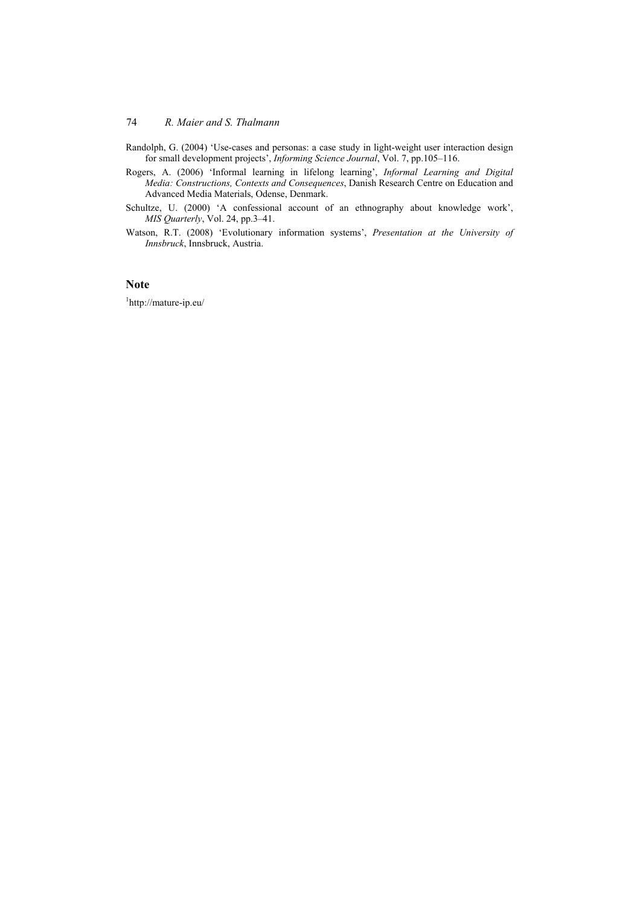Randolph, G. (2004) 'Use-cases and personas: a case study in light-weight user interaction design for small development projects', *Informing Science Journal*, Vol. 7, pp.105–116.

Rogers, A. (2006) 'Informal learning in lifelong learning', *Informal Learning and Digital Media: Constructions, Contexts and Consequences*, Danish Research Centre on Education and Advanced Media Materials, Odense, Denmark.

Schultze, U. (2000) 'A confessional account of an ethnography about knowledge work', *MIS Quarterly*, Vol. 24, pp.3–41.

Watson, R.T. (2008) 'Evolutionary information systems', *Presentation at the University of Innsbruck*, Innsbruck, Austria.

## Note

[1]http://mature-ip.eu/